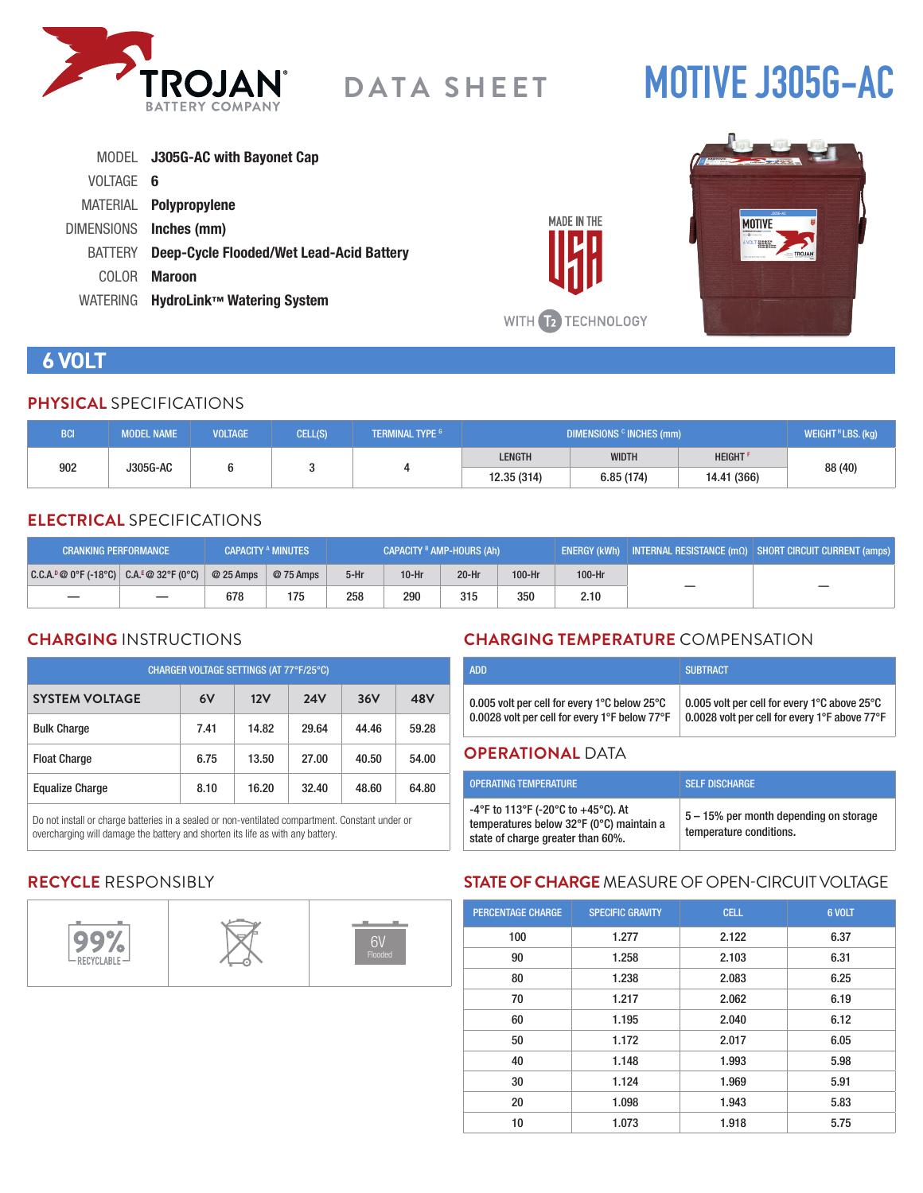TROJAN BATTERY COMPANY

# DATA SHEET

# MOTIVE J305G-AC

MODEL **J305G-AC with Bayonet Cap**
VOLTAGE **6**
MATERIAL **Polypropylene**
DIMENSIONS **Inches (mm)**
BATTERY **Deep-Cycle Flooded/Wet Lead-Acid Battery**
COLOR **Maroon**
WATERING **HydroLink™ Watering System**

MADE IN THE USA

WITH T2 TECHNOLOGY

## 6 VOLT

### PHYSICAL SPECIFICATIONS

| BCI | MODEL NAME | VOLTAGE | CELL(S) | TERMINAL TYPE [G] | DIMENSIONS [C] INCHES (mm) | | | WEIGHT [H] LBS. (kg) |
|---|---|---|---|---|---|---|---|---|
| | | | | | LENGTH | WIDTH | HEIGHT [F] | |
| 902 | J305G-AC | 6 | 3 | 4 | 12.35 (314) | 6.85 (174) | 14.41 (366) | 88 (40) |

### ELECTRICAL SPECIFICATIONS

| CRANKING PERFORMANCE | | CAPACITY [A] MINUTES | | CAPACITY [B] AMP-HOURS (Ah) | | | | ENERGY (kWh) | INTERNAL RESISTANCE (mΩ) | SHORT CIRCUIT CURRENT (amps) |
|---|---|---|---|---|---|---|---|---|---|---|
| C.C.A.[D] @ 0°F (-18°C) | C.A.[E] @ 32°F (0°C) | @ 25 Amps | @ 75 Amps | 5-Hr | 10-Hr | 20-Hr | 100-Hr | 100-Hr | | |
| — | — | 678 | 175 | 258 | 290 | 315 | 350 | 2.10 | — | — |

### CHARGING INSTRUCTIONS

| CHARGER VOLTAGE SETTINGS (AT 77°F/25°C) | | | | | |
|---|---|---|---|---|---|
| **SYSTEM VOLTAGE** | **6V** | **12V** | **24V** | **36V** | **48V** |
| Bulk Charge | 7.41 | 14.82 | 29.64 | 44.46 | 59.28 |
| Float Charge | 6.75 | 13.50 | 27.00 | 40.50 | 54.00 |
| Equalize Charge | 8.10 | 16.20 | 32.40 | 48.60 | 64.80 |

Do not install or charge batteries in a sealed or non-ventilated compartment. Constant under or overcharging will damage the battery and shorten its life as with any battery.

### CHARGING TEMPERATURE COMPENSATION

| ADD | SUBTRACT |
|---|---|
| 0.005 volt per cell for every 1°C below 25°C<br>0.0028 volt per cell for every 1°F below 77°F | 0.005 volt per cell for every 1°C above 25°C<br>0.0028 volt per cell for every 1°F above 77°F |

### OPERATIONAL DATA

| OPERATING TEMPERATURE | SELF DISCHARGE |
|---|---|
| -4°F to 113°F (-20°C to +45°C). At temperatures below 32°F (0°C) maintain a state of charge greater than 60%. | 5 – 15% per month depending on storage temperature conditions. |

### RECYCLE RESPONSIBLY

99% RECYCLABLE | 6V Flooded

### STATE OF CHARGE MEASURE OF OPEN-CIRCUIT VOLTAGE

| PERCENTAGE CHARGE | SPECIFIC GRAVITY | CELL | 6 VOLT |
|---|---|---|---|
| 100 | 1.277 | 2.122 | 6.37 |
| 90 | 1.258 | 2.103 | 6.31 |
| 80 | 1.238 | 2.083 | 6.25 |
| 70 | 1.217 | 2.062 | 6.19 |
| 60 | 1.195 | 2.040 | 6.12 |
| 50 | 1.172 | 2.017 | 6.05 |
| 40 | 1.148 | 1.993 | 5.98 |
| 30 | 1.124 | 1.969 | 5.91 |
| 20 | 1.098 | 1.943 | 5.83 |
| 10 | 1.073 | 1.918 | 5.75 |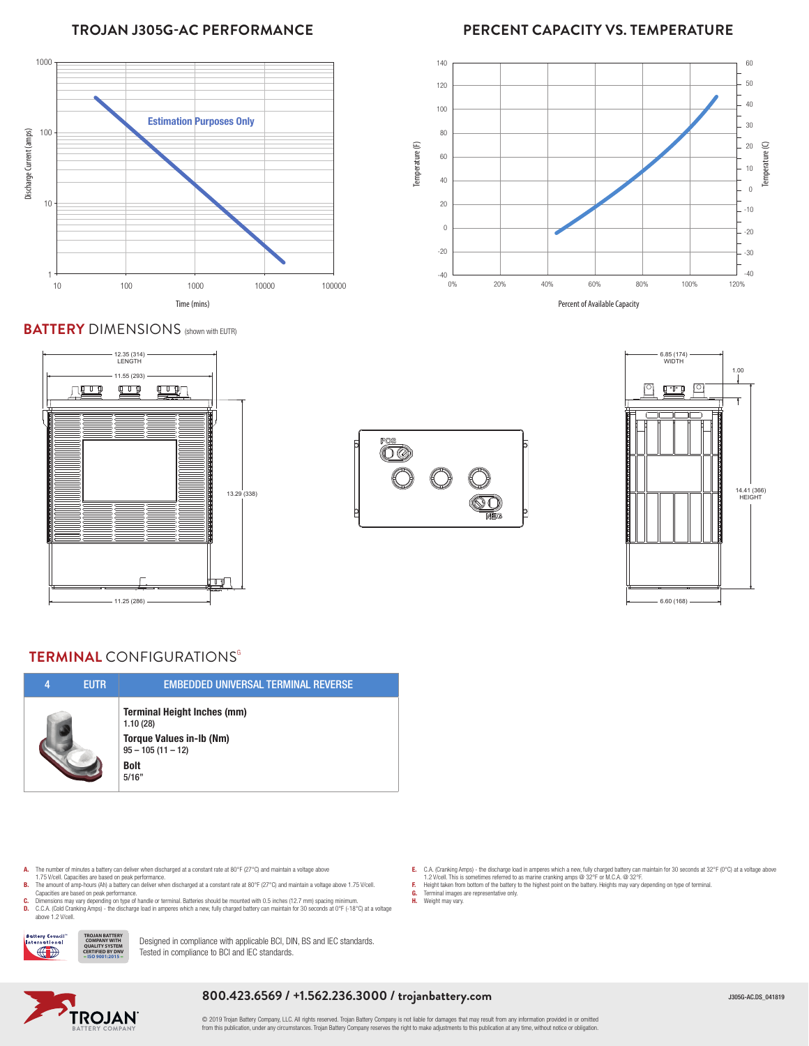## TROJAN J305G-AC PERFORMANCE

Discharge Current (amps)

1000
100
10
1

Estimation Purposes Only

10 100 1000 10000 100000

Time (mins)

## PERCENT CAPACITY VS. TEMPERATURE

Temperature (F)

140 120 100 80 60 40 20 0 -20 -40

Temperature (C)

60 50 40 30 20 10 0 -10 -20 -30 -40

0% 20% 40% 60% 80% 100% 120%

Percent of Available Capacity

## BATTERY DIMENSIONS (shown with EUTR)

12.35 (314)
LENGTH

11.55 (293)

13.29 (338)

11.25 (286)

POS

NEG

6.85 (174)
WIDTH

1.00

14.41 (366)
HEIGHT

6.60 (168)

## TERMINAL CONFIGURATIONS[G]

| 4 | EUTR | EMBEDDED UNIVERSAL TERMINAL REVERSE |
|---|---|---|
| | | **Terminal Height Inches (mm)**<br>1.10 (28)<br>**Torque Values in-lb (Nm)**<br>95 – 105 (11 – 12)<br>**Bolt**<br>5/16" |

**A.** The number of minutes a battery can deliver when discharged at a constant rate at 80°F (27°C) and maintain a voltage above 1.75 V/cell. Capacities are based on peak performance.
**B.** The amount of amp-hours (Ah) a battery can deliver when discharged at a constant rate at 80°F (27°C) and maintain a voltage above 1.75 V/cell. Capacities are based on peak performance.
**C.** Dimensions may vary depending on type of handle or terminal. Batteries should be mounted with 0.5 inches (12.7 mm) spacing minimum.
**D.** C.C.A. (Cold Cranking Amps) - the discharge load in amperes which a new, fully charged battery can maintain for 30 seconds at 0°F (-18°C) at a voltage above 1.2 V/cell.
**E.** C.A. (Cranking Amps) - the discharge load in amperes which a new, fully charged battery can maintain for 30 seconds at 32°F (0°C) at a voltage above 1.2 V/cell. This is sometimes referred to as marine cranking amps @ 32°F or M.C.A. @ 32°F.
**F.** Height taken from bottom of the battery to the highest point on the battery. Heights may vary depending on type of terminal.
**G.** Terminal images are representative only.
**H.** Weight may vary.

Battery Council International

TROJAN BATTERY COMPANY WITH QUALITY SYSTEM CERTIFIED BY DNV = ISO 9001:2015 =

Designed in compliance with applicable BCI, DIN, BS and IEC standards.
Tested in compliance to BCI and IEC standards.

TROJAN BATTERY COMPANY

**800.423.6569 / +1.562.236.3000 / trojanbattery.com**

J305G-AC.DS_041819

© 2019 Trojan Battery Company, LLC. All rights reserved. Trojan Battery Company is not liable for damages that may result from any information provided in or omitted from this publication, under any circumstances. Trojan Battery Company reserves the right to make adjustments to this publication at any time, without notice or obligation.